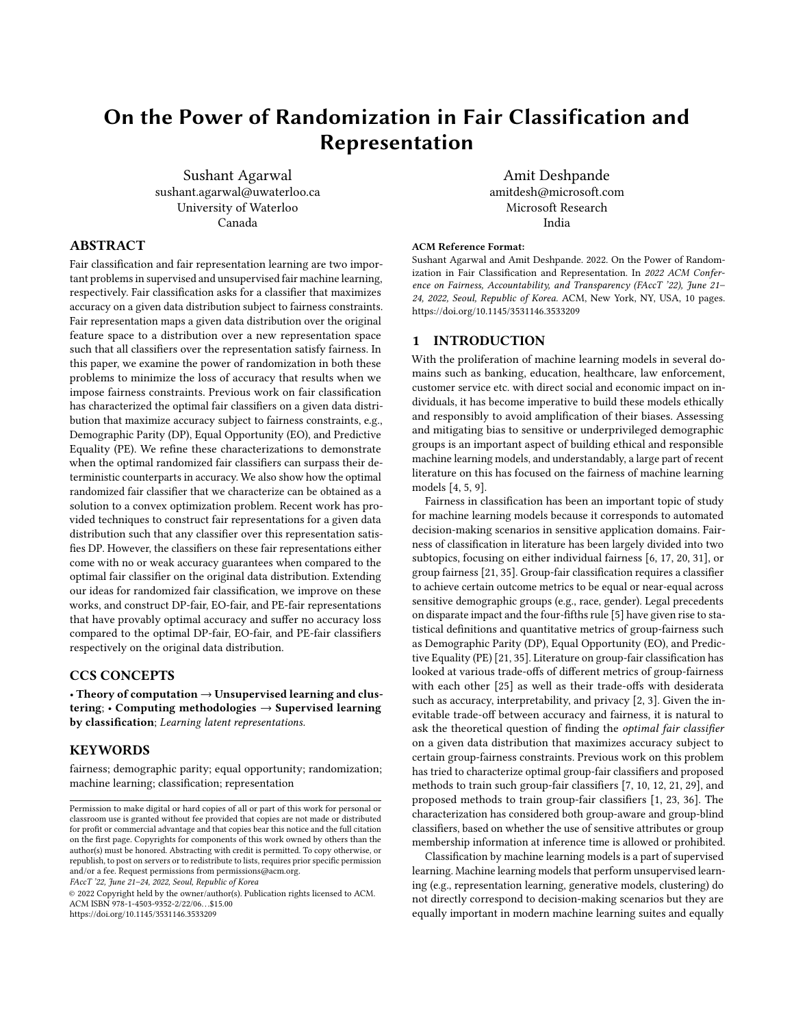# On the Power of Randomization in Fair Classification and Representation

Sushant Agarwal
sushant.agarwal@uwaterloo.ca
University of Waterloo
Canada

Amit Deshpande
amitdesh@microsoft.com
Microsoft Research
India

## ABSTRACT

Fair classification and fair representation learning are two important problems in supervised and unsupervised fair machine learning, respectively. Fair classification asks for a classifier that maximizes accuracy on a given data distribution subject to fairness constraints. Fair representation maps a given data distribution over the original feature space to a distribution over a new representation space such that all classifiers over the representation satisfy fairness. In this paper, we examine the power of randomization in both these problems to minimize the loss of accuracy that results when we impose fairness constraints. Previous work on fair classification has characterized the optimal fair classifiers on a given data distribution that maximize accuracy subject to fairness constraints, e.g., Demographic Parity (DP), Equal Opportunity (EO), and Predictive Equality (PE). We refine these characterizations to demonstrate when the optimal randomized fair classifiers can surpass their deterministic counterparts in accuracy. We also show how the optimal randomized fair classifier that we characterize can be obtained as a solution to a convex optimization problem. Recent work has provided techniques to construct fair representations for a given data distribution such that any classifier over this representation satisfies DP. However, the classifiers on these fair representations either come with no or weak accuracy guarantees when compared to the optimal fair classifier on the original data distribution. Extending our ideas for randomized fair classification, we improve on these works, and construct DP-fair, EO-fair, and PE-fair representations that have provably optimal accuracy and suffer no accuracy loss compared to the optimal DP-fair, EO-fair, and PE-fair classifiers respectively on the original data distribution.

## CCS CONCEPTS

• **Theory of computation** → **Unsupervised learning and clustering**; • **Computing methodologies** → **Supervised learning by classification**; *Learning latent representations.*

## KEYWORDS

fairness; demographic parity; equal opportunity; randomization; machine learning; classification; representation

Permission to make digital or hard copies of all or part of this work for personal or classroom use is granted without fee provided that copies are not made or distributed for profit or commercial advantage and that copies bear this notice and the full citation on the first page. Copyrights for components of this work owned by others than the author(s) must be honored. Abstracting with credit is permitted. To copy otherwise, or republish, to post on servers or to redistribute to lists, requires prior specific permission and/or a fee. Request permissions from permissions@acm.org.
*FAccT '22, June 21–24, 2022, Seoul, Republic of Korea*
© 2022 Copyright held by the owner/author(s). Publication rights licensed to ACM.
ACM ISBN 978-1-4503-9352-2/22/06…$15.00
https://doi.org/10.1145/3531146.3533209

**ACM Reference Format:**
Sushant Agarwal and Amit Deshpande. 2022. On the Power of Randomization in Fair Classification and Representation. In *2022 ACM Conference on Fairness, Accountability, and Transparency (FAccT '22), June 21–24, 2022, Seoul, Republic of Korea.* ACM, New York, NY, USA, 10 pages. https://doi.org/10.1145/3531146.3533209

## 1 INTRODUCTION

With the proliferation of machine learning models in several domains such as banking, education, healthcare, law enforcement, customer service etc. with direct social and economic impact on individuals, it has become imperative to build these models ethically and responsibly to avoid amplification of their biases. Assessing and mitigating bias to sensitive or underprivileged demographic groups is an important aspect of building ethical and responsible machine learning models, and understandably, a large part of recent literature on this has focused on the fairness of machine learning models [4, 5, 9].

Fairness in classification has been an important topic of study for machine learning models because it corresponds to automated decision-making scenarios in sensitive application domains. Fairness of classification in literature has been largely divided into two subtopics, focusing on either individual fairness [6, 17, 20, 31], or group fairness [21, 35]. Group-fair classification requires a classifier to achieve certain outcome metrics to be equal or near-equal across sensitive demographic groups (e.g., race, gender). Legal precedents on disparate impact and the four-fifths rule [5] have given rise to statistical definitions and quantitative metrics of group-fairness such as Demographic Parity (DP), Equal Opportunity (EO), and Predictive Equality (PE) [21, 35]. Literature on group-fair classification has looked at various trade-offs of different metrics of group-fairness with each other [25] as well as their trade-offs with desiderata such as accuracy, interpretability, and privacy [2, 3]. Given the inevitable trade-off between accuracy and fairness, it is natural to ask the theoretical question of finding the *optimal fair classifier* on a given data distribution that maximizes accuracy subject to certain group-fairness constraints. Previous work on this problem has tried to characterize optimal group-fair classifiers and proposed methods to train such group-fair classifiers [7, 10, 12, 21, 29], and proposed methods to train group-fair classifiers [1, 23, 36]. The characterization has considered both group-aware and group-blind classifiers, based on whether the use of sensitive attributes or group membership information at inference time is allowed or prohibited.

Classification by machine learning models is a part of supervised learning. Machine learning models that perform unsupervised learning (e.g., representation learning, generative models, clustering) do not directly correspond to decision-making scenarios but they are equally important in modern machine learning suites and equally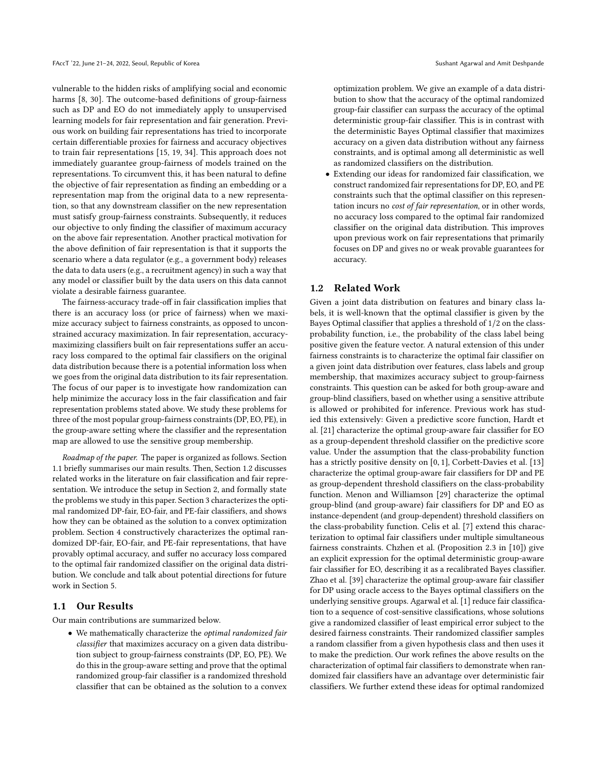vulnerable to the hidden risks of amplifying social and economic harms [8, 30]. The outcome-based definitions of group-fairness such as DP and EO do not immediately apply to unsupervised learning models for fair representation and fair generation. Previous work on building fair representations has tried to incorporate certain differentiable proxies for fairness and accuracy objectives to train fair representations [15, 19, 34]. This approach does not immediately guarantee group-fairness of models trained on the representations. To circumvent this, it has been natural to define the objective of fair representation as finding an embedding or a representation map from the original data to a new representation, so that any downstream classifier on the new representation must satisfy group-fairness constraints. Subsequently, it reduces our objective to only finding the classifier of maximum accuracy on the above fair representation. Another practical motivation for the above definition of fair representation is that it supports the scenario where a data regulator (e.g., a government body) releases the data to data users (e.g., a recruitment agency) in such a way that any model or classifier built by the data users on this data cannot violate a desirable fairness guarantee.

The fairness-accuracy trade-off in fair classification implies that there is an accuracy loss (or price of fairness) when we maximize accuracy subject to fairness constraints, as opposed to unconstrained accuracy maximization. In fair representation, accuracy-maximizing classifiers built on fair representations suffer an accuracy loss compared to the optimal fair classifiers on the original data distribution because there is a potential information loss when we go from the original data distribution to its fair representation. The focus of our paper is to investigate how randomization can help minimize the accuracy loss in the fair classification and fair representation problems stated above. We study these problems for three of the most popular group-fairness constraints (DP, EO, PE), in the group-aware setting where the classifier and the representation map are allowed to use the sensitive group membership.

*Roadmap of the paper.* The paper is organized as follows. Section 1.1 briefly summarises our main results. Then, Section 1.2 discusses related works in the literature on fair classification and fair representation. We introduce the setup in Section 2, and formally state the problems we study in this paper. Section 3 characterizes the optimal randomized DP-fair, EO-fair, and PE-fair classifiers, and shows how they can be obtained as the solution to a convex optimization problem. Section 4 constructively characterizes the optimal randomized DP-fair, EO-fair, and PE-fair representations, that have provably optimal accuracy, and suffer no accuracy loss compared to the optimal fair randomized classifier on the original data distribution. We conclude and talk about potential directions for future work in Section 5.

## 1.1 Our Results

Our main contributions are summarized below.

- We mathematically characterize the *optimal randomized fair classifier* that maximizes accuracy on a given data distribution subject to group-fairness constraints (DP, EO, PE). We do this in the group-aware setting and prove that the optimal randomized group-fair classifier is a randomized threshold classifier that can be obtained as the solution to a convex optimization problem. We give an example of a data distribution to show that the accuracy of the optimal randomized group-fair classifier can surpass the accuracy of the optimal deterministic group-fair classifier. This is in contrast with the deterministic Bayes Optimal classifier that maximizes accuracy on a given data distribution without any fairness constraints, and is optimal among all deterministic as well as randomized classifiers on the distribution.
- Extending our ideas for randomized fair classification, we construct randomized fair representations for DP, EO, and PE constraints such that the optimal classifier on this representation incurs no *cost of fair representation*, or in other words, no accuracy loss compared to the optimal fair randomized classifier on the original data distribution. This improves upon previous work on fair representations that primarily focuses on DP and gives no or weak provable guarantees for accuracy.

## 1.2 Related Work

Given a joint data distribution on features and binary class labels, it is well-known that the optimal classifier is given by the Bayes Optimal classifier that applies a threshold of $1/2$ on the class-probability function, i.e., the probability of the class label being positive given the feature vector. A natural extension of this under fairness constraints is to characterize the optimal fair classifier on a given joint data distribution over features, class labels and group membership, that maximizes accuracy subject to group-fairness constraints. This question can be asked for both group-aware and group-blind classifiers, based on whether using a sensitive attribute is allowed or prohibited for inference. Previous work has studied this extensively: Given a predictive score function, Hardt et al. [21] characterize the optimal group-aware fair classifier for EO as a group-dependent threshold classifier on the predictive score value. Under the assumption that the class-probability function has a strictly positive density on $[0, 1]$, Corbett-Davies et al. [13] characterize the optimal group-aware fair classifiers for DP and PE as group-dependent threshold classifiers on the class-probability function. Menon and Williamson [29] characterize the optimal group-blind (and group-aware) fair classifiers for DP and EO as instance-dependent (and group-dependent) threshold classifiers on the class-probability function. Celis et al. [7] extend this characterization to optimal fair classifiers under multiple simultaneous fairness constraints. Chzhen et al. (Proposition 2.3 in [10]) give an explicit expression for the optimal deterministic group-aware fair classifier for EO, describing it as a recalibrated Bayes classifier. Zhao et al. [39] characterize the optimal group-aware fair classifier for DP using oracle access to the Bayes optimal classifiers on the underlying sensitive groups. Agarwal et al. [1] reduce fair classification to a sequence of cost-sensitive classifications, whose solutions give a randomized classifier of least empirical error subject to the desired fairness constraints. Their randomized classifier samples a random classifier from a given hypothesis class and then uses it to make the prediction. Our work refines the above results on the characterization of optimal fair classifiers to demonstrate when randomized fair classifiers have an advantage over deterministic fair classifiers. We further extend these ideas for optimal randomized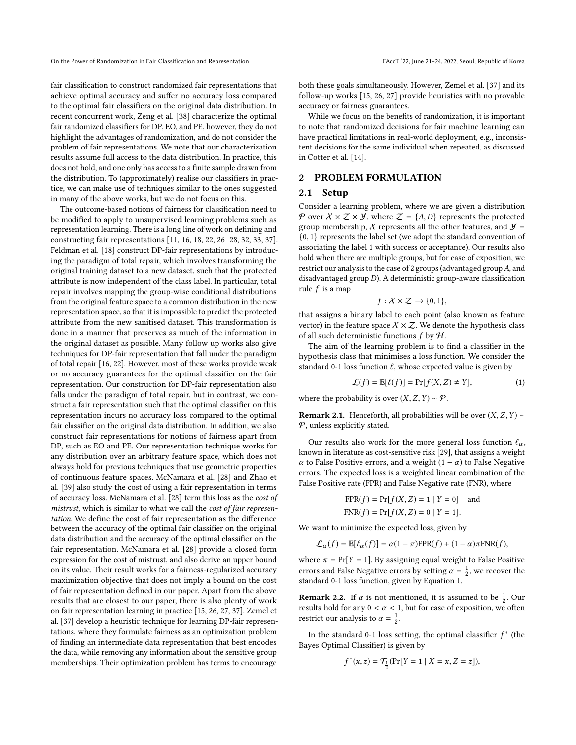fair classification to construct randomized fair representations that achieve optimal accuracy and suffer no accuracy loss compared to the optimal fair classifiers on the original data distribution. In recent concurrent work, Zeng et al. [38] characterize the optimal fair randomized classifiers for DP, EO, and PE, however, they do not highlight the advantages of randomization, and do not consider the problem of fair representations. We note that our characterization results assume full access to the data distribution. In practice, this does not hold, and one only has access to a finite sample drawn from the distribution. To (approximately) realise our classifiers in practice, we can make use of techniques similar to the ones suggested in many of the above works, but we do not focus on this.

The outcome-based notions of fairness for classification need to be modified to apply to unsupervised learning problems such as representation learning. There is a long line of work on defining and constructing fair representations [11, 16, 18, 22, 26–28, 32, 33, 37]. Feldman et al. [18] construct DP-fair representations by introducing the paradigm of total repair, which involves transforming the original training dataset to a new dataset, such that the protected attribute is now independent of the class label. In particular, total repair involves mapping the group-wise conditional distributions from the original feature space to a common distribution in the new representation space, so that it is impossible to predict the protected attribute from the new sanitised dataset. This transformation is done in a manner that preserves as much of the information in the original dataset as possible. Many follow up works also give techniques for DP-fair representation that fall under the paradigm of total repair [16, 22]. However, most of these works provide weak or no accuracy guarantees for the optimal classifier on the fair representation. Our construction for DP-fair representation also falls under the paradigm of total repair, but in contrast, we construct a fair representation such that the optimal classifier on this representation incurs no accuracy loss compared to the optimal fair classifier on the original data distribution. In addition, we also construct fair representations for notions of fairness apart from DP, such as EO and PE. Our representation technique works for any distribution over an arbitrary feature space, which does not always hold for previous techniques that use geometric properties of continuous feature spaces. McNamara et al. [28] and Zhao et al. [39] also study the cost of using a fair representation in terms of accuracy loss. McNamara et al. [28] term this loss as the *cost of mistrust*, which is similar to what we call the *cost of fair representation*. We define the cost of fair representation as the difference between the accuracy of the optimal fair classifier on the original data distribution and the accuracy of the optimal classifier on the fair representation. McNamara et al. [28] provide a closed form expression for the cost of mistrust, and also derive an upper bound on its value. Their result works for a fairness-regularized accuracy maximization objective that does not imply a bound on the cost of fair representation defined in our paper. Apart from the above results that are closest to our paper, there is also plenty of work on fair representation learning in practice [15, 26, 27, 37]. Zemel et al. [37] develop a heuristic technique for learning DP-fair representations, where they formulate fairness as an optimization problem of finding an intermediate data representation that best encodes the data, while removing any information about the sensitive group memberships. Their optimization problem has terms to encourage both these goals simultaneously. However, Zemel et al. [37] and its follow-up works [15, 26, 27] provide heuristics with no provable accuracy or fairness guarantees.

While we focus on the benefits of randomization, it is important to note that randomized decisions for fair machine learning can have practical limitations in real-world deployment, e.g., inconsistent decisions for the same individual when repeated, as discussed in Cotter et al. [14].

## 2 PROBLEM FORMULATION

### 2.1 Setup

Consider a learning problem, where we are given a distribution $\mathcal{P}$ over $\mathcal{X} \times \mathcal{Z} \times \mathcal{Y}$, where $\mathcal{Z} = \{A, D\}$ represents the protected group membership, $\mathcal{X}$ represents all the other features, and $\mathcal{Y} = \{0, 1\}$ represents the label set (we adopt the standard convention of associating the label 1 with success or acceptance). Our results also hold when there are multiple groups, but for ease of exposition, we restrict our analysis to the case of 2 groups (advantaged group $A$, and disadvantaged group $D$). A deterministic group-aware classification rule $f$ is a map

$$f : \mathcal{X} \times \mathcal{Z} \to \{0, 1\},$$

that assigns a binary label to each point (also known as feature vector) in the feature space $\mathcal{X} \times \mathcal{Z}$. We denote the hypothesis class of all such deterministic functions $f$ by $\mathcal{H}$.

The aim of the learning problem is to find a classifier in the hypothesis class that minimises a loss function. We consider the standard 0-1 loss function $\ell$, whose expected value is given by

$$\mathcal{L}(f) = \mathbb{E}[\ell(f)] = \Pr[f(X, Z) \neq Y], \tag{1}$$

where the probability is over $(X, Z, Y) \sim \mathcal{P}$.

**Remark 2.1.** Henceforth, all probabilities will be over $(X, Z, Y) \sim \mathcal{P}$, unless explicitly stated.

Our results also work for the more general loss function $\ell_\alpha$, known in literature as cost-sensitive risk [29], that assigns a weight $\alpha$ to False Positive errors, and a weight $(1 - \alpha)$ to False Negative errors. The expected loss is a weighted linear combination of the False Positive rate (FPR) and False Negative rate (FNR), where

$$\mathrm{FPR}(f) = \Pr[f(X, Z) = 1 \mid Y = 0] \quad \text{and}$$
$$\mathrm{FNR}(f) = \Pr[f(X, Z) = 0 \mid Y = 1].$$

We want to minimize the expected loss, given by

$$\mathcal{L}_\alpha(f) = \mathbb{E}[\ell_\alpha(f)] = \alpha(1 - \pi)\mathrm{FPR}(f) + (1 - \alpha)\pi\mathrm{FNR}(f),$$

where $\pi = \Pr[Y = 1]$. By assigning equal weight to False Positive errors and False Negative errors by setting $\alpha = \frac{1}{2}$, we recover the standard 0-1 loss function, given by Equation 1.

**Remark 2.2.** If $\alpha$ is not mentioned, it is assumed to be $\frac{1}{2}$. Our results hold for any $0 < \alpha < 1$, but for ease of exposition, we often restrict our analysis to $\alpha = \frac{1}{2}$.

In the standard 0-1 loss setting, the optimal classifier $f^*$ (the Bayes Optimal Classifier) is given by

$$f^*(x, z) = \mathcal{T}_{\frac{1}{2}}(\Pr[Y = 1 \mid X = x, Z = z]),$$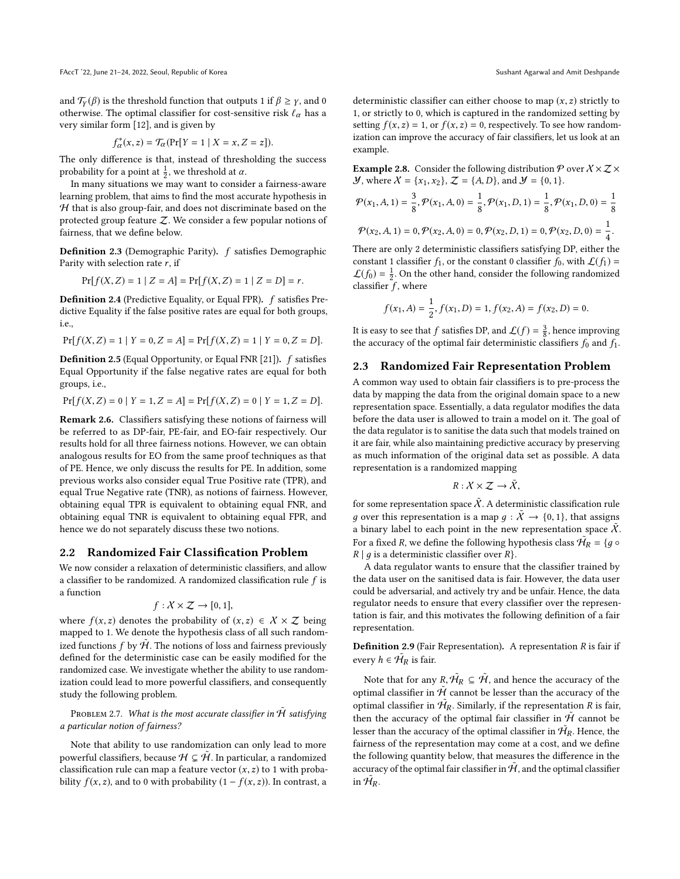and $\mathcal{T}_\gamma(\beta)$ is the threshold function that outputs 1 if $\beta \geq \gamma$, and 0 otherwise. The optimal classifier for cost-sensitive risk $\ell_\alpha$ has a very similar form [12], and is given by

$$f^*_\alpha(x, z) = \mathcal{T}_\alpha(\Pr[Y = 1 \mid X = x, Z = z]).$$

The only difference is that, instead of thresholding the success probability for a point at $\frac{1}{2}$, we threshold at $\alpha$.

In many situations we may want to consider a fairness-aware learning problem, that aims to find the most accurate hypothesis in $\mathcal{H}$ that is also group-fair, and does not discriminate based on the protected group feature $\mathcal{Z}$. We consider a few popular notions of fairness, that we define below.

**Definition 2.3** (Demographic Parity). $f$ satisfies Demographic Parity with selection rate $r$, if

$$\Pr[f(X, Z) = 1 \mid Z = A] = \Pr[f(X, Z) = 1 \mid Z = D] = r.$$

**Definition 2.4** (Predictive Equality, or Equal FPR). $f$ satisfies Predictive Equality if the false positive rates are equal for both groups, i.e.,

$$\Pr[f(X, Z) = 1 \mid Y = 0, Z = A] = \Pr[f(X, Z) = 1 \mid Y = 0, Z = D].$$

**Definition 2.5** (Equal Opportunity, or Equal FNR [21]). $f$ satisfies Equal Opportunity if the false negative rates are equal for both groups, i.e.,

$$\Pr[f(X, Z) = 0 \mid Y = 1, Z = A] = \Pr[f(X, Z) = 0 \mid Y = 1, Z = D].$$

**Remark 2.6.** Classifiers satisfying these notions of fairness will be referred to as DP-fair, PE-fair, and EO-fair respectively. Our results hold for all three fairness notions. However, we can obtain analogous results for EO from the same proof techniques as that of PE. Hence, we only discuss the results for PE. In addition, some previous works also consider equal True Positive rate (TPR), and equal True Negative rate (TNR), as notions of fairness. However, obtaining equal TPR is equivalent to obtaining equal FNR, and obtaining equal TNR is equivalent to obtaining equal FPR, and hence we do not separately discuss these two notions.

## 2.2 Randomized Fair Classification Problem

We now consider a relaxation of deterministic classifiers, and allow a classifier to be randomized. A randomized classification rule $f$ is a function

$$f : \mathcal{X} \times \mathcal{Z} \to [0, 1],$$

where $f(x, z)$ denotes the probability of $(x, z) \in \mathcal{X} \times \mathcal{Z}$ being mapped to 1. We denote the hypothesis class of all such randomized functions $f$ by $\tilde{\mathcal{H}}$. The notions of loss and fairness previously defined for the deterministic case can be easily modified for the randomized case. We investigate whether the ability to use randomization could lead to more powerful classifiers, and consequently study the following problem.

Problem 2.7. *What is the most accurate classifier in $\tilde{\mathcal{H}}$ satisfying a particular notion of fairness?*

Note that ability to use randomization can only lead to more powerful classifiers, because $\mathcal{H} \subsetneq \tilde{\mathcal{H}}$. In particular, a randomized classification rule can map a feature vector $(x, z)$ to 1 with probability $f(x, z)$, and to 0 with probability $(1 - f(x, z))$. In contrast, a deterministic classifier can either choose to map $(x, z)$ strictly to 1, or strictly to 0, which is captured in the randomized setting by setting $f(x, z) = 1$, or $f(x, z) = 0$, respectively. To see how randomization can improve the accuracy of fair classifiers, let us look at an example.

**Example 2.8.** Consider the following distribution $\mathcal{P}$ over $\mathcal{X} \times \mathcal{Z} \times \mathcal{Y}$, where $\mathcal{X} = \{x_1, x_2\}$, $\mathcal{Z} = \{A, D\}$, and $\mathcal{Y} = \{0, 1\}$.

$$\mathcal{P}(x_1, A, 1) = \frac{3}{8}, \mathcal{P}(x_1, A, 0) = \frac{1}{8}, \mathcal{P}(x_1, D, 1) = \frac{1}{8}, \mathcal{P}(x_1, D, 0) = \frac{1}{8}$$

$$\mathcal{P}(x_2, A, 1) = 0, \mathcal{P}(x_2, A, 0) = 0, \mathcal{P}(x_2, D, 1) = 0, \mathcal{P}(x_2, D, 0) = \frac{1}{4}.$$

There are only 2 deterministic classifiers satisfying DP, either the constant 1 classifier $f_1$, or the constant 0 classifier $f_0$, with $\mathcal{L}(f_1) = \mathcal{L}(f_0) = \frac{1}{2}$. On the other hand, consider the following randomized classifier $f$, where

$$f(x_1, A) = \frac{1}{2}, f(x_1, D) = 1, f(x_2, A) = f(x_2, D) = 0.$$

It is easy to see that $f$ satisfies DP, and $\mathcal{L}(f) = \frac{3}{8}$, hence improving the accuracy of the optimal fair deterministic classifiers $f_0$ and $f_1$.

## 2.3 Randomized Fair Representation Problem

A common way used to obtain fair classifiers is to pre-process the data by mapping the data from the original domain space to a new representation space. Essentially, a data regulator modifies the data before the data user is allowed to train a model on it. The goal of the data regulator is to sanitise the data such that models trained on it are fair, while also maintaining predictive accuracy by preserving as much information of the original data set as possible. A data representation is a randomized mapping

$$R : \mathcal{X} \times \mathcal{Z} \to \tilde{\mathcal{X}},$$

for some representation space $\tilde{\mathcal{X}}$. A deterministic classification rule $g$ over this representation is a map $g : \tilde{\mathcal{X}} \to \{0, 1\}$, that assigns a binary label to each point in the new representation space $\tilde{\mathcal{X}}$. For a fixed $R$, we define the following hypothesis class $\tilde{\mathcal{H}}_R = \{g \circ R \mid g \text{ is a deterministic classifier over } R\}$.

A data regulator wants to ensure that the classifier trained by the data user on the sanitised data is fair. However, the data user could be adversarial, and actively try and be unfair. Hence, the data regulator needs to ensure that every classifier over the representation is fair, and this motivates the following definition of a fair representation.

**Definition 2.9** (Fair Representation). A representation $R$ is fair if every $h \in \tilde{\mathcal{H}}_R$ is fair.

Note that for any $R, \tilde{\mathcal{H}}_R \subseteq \tilde{\mathcal{H}}$, and hence the accuracy of the optimal classifier in $\tilde{\mathcal{H}}$ cannot be lesser than the accuracy of the optimal classifier in $\tilde{\mathcal{H}}_R$. Similarly, if the representation $R$ is fair, then the accuracy of the optimal fair classifier in $\tilde{\mathcal{H}}$ cannot be lesser than the accuracy of the optimal classifier in $\tilde{\mathcal{H}}_R$. Hence, the fairness of the representation may come at a cost, and we define the following quantity below, that measures the difference in the accuracy of the optimal fair classifier in $\tilde{\mathcal{H}}$, and the optimal classifier in $\tilde{\mathcal{H}}_R$.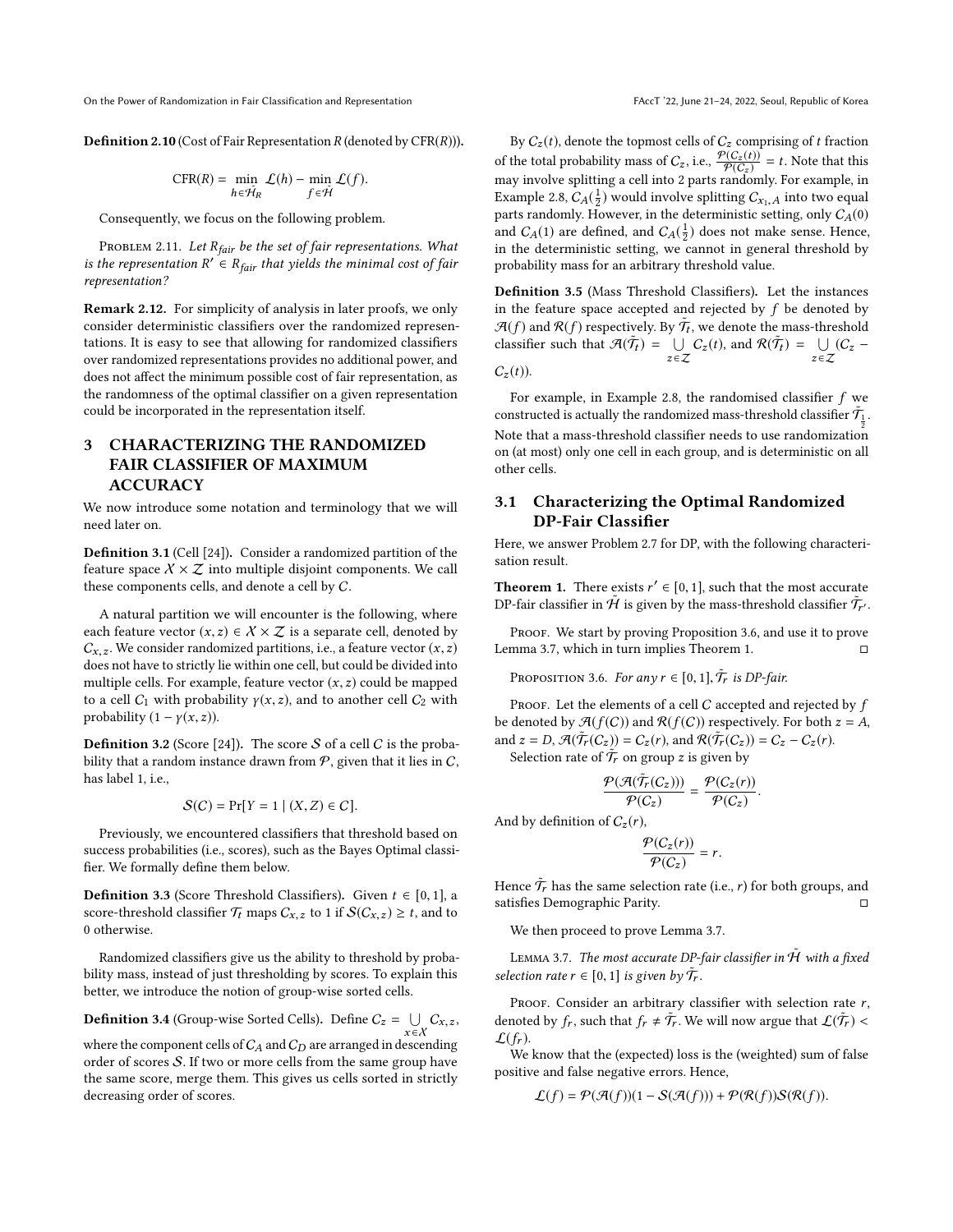**Definition 2.10** (Cost of Fair Representation $R$ (denoted by CFR($R$))).

$$\text{CFR}(R) = \min_{h \in \tilde{\mathcal{H}}_R} \mathcal{L}(h) - \min_{f \in \tilde{\mathcal{H}}} \mathcal{L}(f).$$

Consequently, we focus on the following problem.

Problem 2.11. *Let $R_{fair}$ be the set of fair representations. What is the representation $R' \in R_{fair}$ that yields the minimal cost of fair representation?*

**Remark 2.12.** For simplicity of analysis in later proofs, we only consider deterministic classifiers over the randomized representations. It is easy to see that allowing for randomized classifiers over randomized representations provides no additional power, and does not affect the minimum possible cost of fair representation, as the randomness of the optimal classifier on a given representation could be incorporated in the representation itself.

## 3 CHARACTERIZING THE RANDOMIZED FAIR CLASSIFIER OF MAXIMUM ACCURACY

We now introduce some notation and terminology that we will need later on.

**Definition 3.1** (Cell [24]). Consider a randomized partition of the feature space $\mathcal{X} \times \mathcal{Z}$ into multiple disjoint components. We call these components cells, and denote a cell by $C$.

A natural partition we will encounter is the following, where each feature vector $(x, z) \in \mathcal{X} \times \mathcal{Z}$ is a separate cell, denoted by $C_{x,z}$. We consider randomized partitions, i.e., a feature vector $(x, z)$ does not have to strictly lie within one cell, but could be divided into multiple cells. For example, feature vector $(x, z)$ could be mapped to a cell $C_1$ with probability $\gamma(x, z)$, and to another cell $C_2$ with probability $(1 - \gamma(x, z))$.

**Definition 3.2** (Score [24]). The score $\mathcal{S}$ of a cell $C$ is the probability that a random instance drawn from $\mathcal{P}$, given that it lies in $C$, has label 1, i.e.,

$$\mathcal{S}(C) = \Pr[Y = 1 \mid (X, Z) \in C].$$

Previously, we encountered classifiers that threshold based on success probabilities (i.e., scores), such as the Bayes Optimal classifier. We formally define them below.

**Definition 3.3** (Score Threshold Classifiers). Given $t \in [0, 1]$, a score-threshold classifier $\mathcal{T}_t$ maps $C_{x,z}$ to 1 if $\mathcal{S}(C_{x,z}) \geq t$, and to 0 otherwise.

Randomized classifiers give us the ability to threshold by probability mass, instead of just thresholding by scores. To explain this better, we introduce the notion of group-wise sorted cells.

**Definition 3.4** (Group-wise Sorted Cells). Define $C_z = \bigcup_{x \in \mathcal{X}} C_{x,z}$, where the component cells of $C_A$ and $C_D$ are arranged in descending order of scores $\mathcal{S}$. If two or more cells from the same group have the same score, merge them. This gives us cells sorted in strictly decreasing order of scores.

By $C_z(t)$, denote the topmost cells of $C_z$ comprising of $t$ fraction of the total probability mass of $C_z$, i.e., $\frac{\mathcal{P}(C_z(t))}{\mathcal{P}(C_z)} = t$. Note that this may involve splitting a cell into 2 parts randomly. For example, in Example 2.8, $C_A(\frac{1}{2})$ would involve splitting $C_{x_1,A}$ into two equal parts randomly. However, in the deterministic setting, only $C_A(0)$ and $C_A(1)$ are defined, and $C_A(\frac{1}{2})$ does not make sense. Hence, in the deterministic setting, we cannot in general threshold by probability mass for an arbitrary threshold value.

**Definition 3.5** (Mass Threshold Classifiers). Let the instances in the feature space accepted and rejected by $f$ be denoted by $\mathcal{A}(f)$ and $\mathcal{R}(f)$ respectively. By $\tilde{\mathcal{T}}_t$, we denote the mass-threshold classifier such that $\mathcal{A}(\tilde{\mathcal{T}}_t) = \bigcup_{z \in \mathcal{Z}} C_z(t)$, and $\mathcal{R}(\tilde{\mathcal{T}}_t) = \bigcup_{z \in \mathcal{Z}} (C_z - C_z(t))$.

For example, in Example 2.8, the randomised classifier $f$ we constructed is actually the randomized mass-threshold classifier $\tilde{\mathcal{T}}_{\frac{1}{2}}$. Note that a mass-threshold classifier needs to use randomization on (at most) only one cell in each group, and is deterministic on all other cells.

### 3.1 Characterizing the Optimal Randomized DP-Fair Classifier

Here, we answer Problem 2.7 for DP, with the following characterization result.

**Theorem 1.** There exists $r' \in [0, 1]$, such that the most accurate DP-fair classifier in $\tilde{\mathcal{H}}$ is given by the mass-threshold classifier $\tilde{\mathcal{T}}_{r'}$.

Proof. We start by proving Proposition 3.6, and use it to prove Lemma 3.7, which in turn implies Theorem 1. □

Proposition 3.6. *For any $r \in [0, 1]$, $\tilde{\mathcal{T}}_r$ is DP-fair.*

Proof. Let the elements of a cell $C$ accepted and rejected by $f$ be denoted by $\mathcal{A}(f(C))$ and $\mathcal{R}(f(C))$ respectively. For both $z = A$, and $z = D$, $\mathcal{A}(\tilde{\mathcal{T}}_r(C_z)) = C_z(r)$, and $\mathcal{R}(\tilde{\mathcal{T}}_r(C_z)) = C_z - C_z(r)$.

Selection rate of $\tilde{\mathcal{T}}_r$ on group $z$ is given by

$$\frac{\mathcal{P}(\mathcal{A}(\tilde{\mathcal{T}}_r(C_z)))}{\mathcal{P}(C_z)} = \frac{\mathcal{P}(C_z(r))}{\mathcal{P}(C_z)}.$$

And by definition of $C_z(r)$,

$$\frac{\mathcal{P}(C_z(r))}{\mathcal{P}(C_z)} = r.$$

Hence $\tilde{\mathcal{T}}_r$ has the same selection rate (i.e., $r$) for both groups, and satisfies Demographic Parity. □

We then proceed to prove Lemma 3.7.

Lemma 3.7. *The most accurate DP-fair classifier in $\tilde{\mathcal{H}}$ with a fixed selection rate $r \in [0, 1]$ is given by $\tilde{\mathcal{T}}_r$.*

Proof. Consider an arbitrary classifier with selection rate $r$, denoted by $f_r$, such that $f_r \neq \tilde{\mathcal{T}}_r$. We will now argue that $\mathcal{L}(\tilde{\mathcal{T}}_r) < \mathcal{L}(f_r)$.

We know that the (expected) loss is the (weighted) sum of false positive and false negative errors. Hence,

$$\mathcal{L}(f) = \mathcal{P}(\mathcal{A}(f))(1 - \mathcal{S}(\mathcal{A}(f))) + \mathcal{P}(\mathcal{R}(f))\mathcal{S}(\mathcal{R}(f)).$$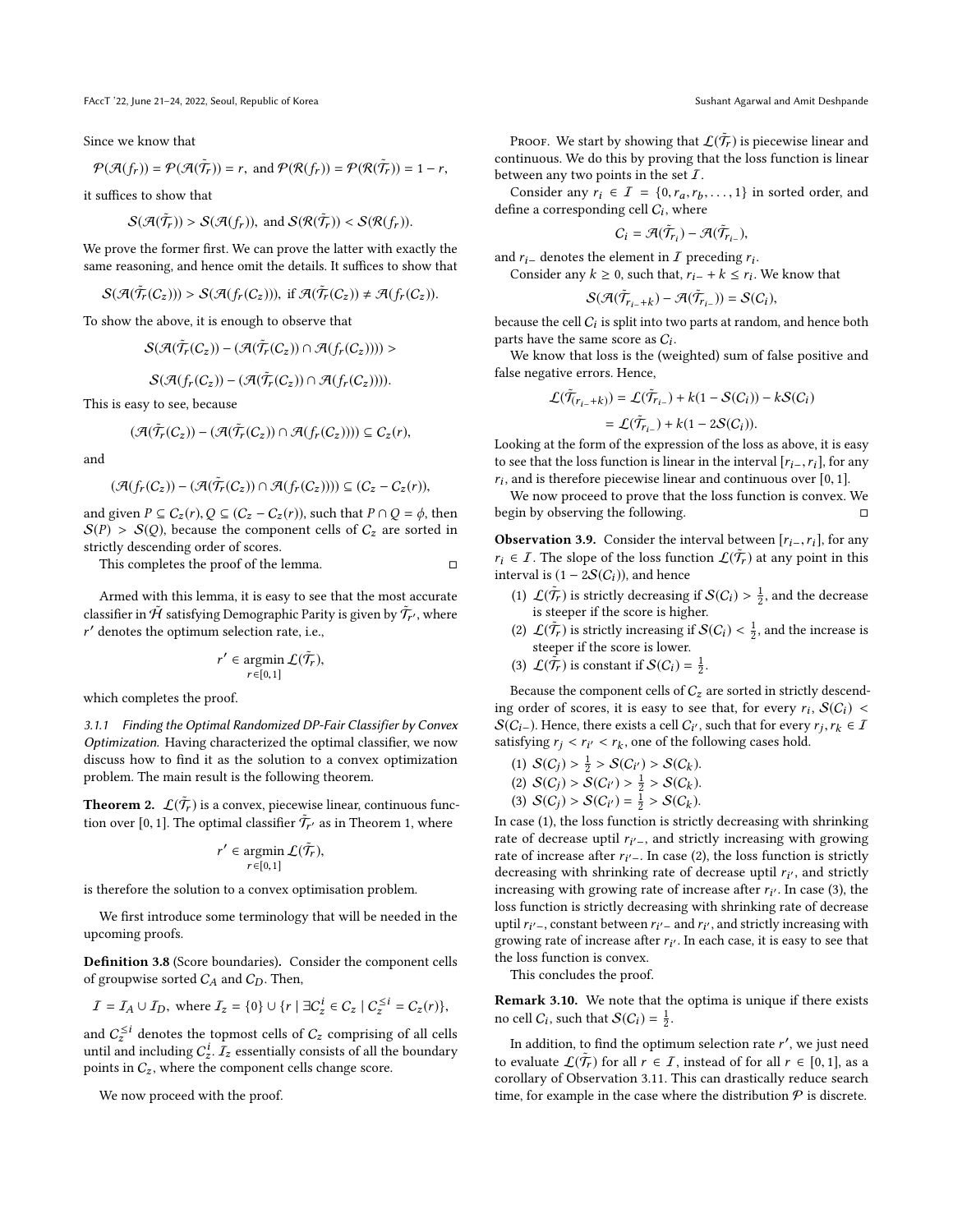Since we know that

$$\mathcal{P}(\mathcal{A}(f_r)) = \mathcal{P}(\mathcal{A}(\tilde{\mathcal{T}}_r)) = r, \text{ and } \mathcal{P}(\mathcal{R}(f_r)) = \mathcal{P}(\mathcal{R}(\tilde{\mathcal{T}}_r)) = 1 - r,$$

it suffices to show that

$$\mathcal{S}(\mathcal{A}(\tilde{\mathcal{T}}_r)) > \mathcal{S}(\mathcal{A}(f_r)), \text{ and } \mathcal{S}(\mathcal{R}(\tilde{\mathcal{T}}_r)) < \mathcal{S}(\mathcal{R}(f_r)).$$

We prove the former first. We can prove the latter with exactly the same reasoning, and hence omit the details. It suffices to show that

$$\mathcal{S}(\mathcal{A}(\tilde{\mathcal{T}}_r(C_z))) > \mathcal{S}(\mathcal{A}(f_r(C_z))), \text{ if } \mathcal{A}(\tilde{\mathcal{T}}_r(C_z)) \neq \mathcal{A}(f_r(C_z)).$$

To show the above, it is enough to observe that

$$\mathcal{S}(\mathcal{A}(\tilde{\mathcal{T}}_r(C_z)) - (\mathcal{A}(\tilde{\mathcal{T}}_r(C_z)) \cap \mathcal{A}(f_r(C_z)))) >$$

$$\mathcal{S}(\mathcal{A}(f_r(C_z)) - (\mathcal{A}(\tilde{\mathcal{T}}_r(C_z)) \cap \mathcal{A}(f_r(C_z)))).$$

This is easy to see, because

$$(\mathcal{A}(\tilde{\mathcal{T}}_r(C_z)) - (\mathcal{A}(\tilde{\mathcal{T}}_r(C_z)) \cap \mathcal{A}(f_r(C_z)))) \subseteq C_z(r),$$

and

$$(\mathcal{A}(f_r(C_z)) - (\mathcal{A}(\tilde{\mathcal{T}}_r(C_z)) \cap \mathcal{A}(f_r(C_z)))) \subseteq (C_z - C_z(r)),$$

and given $P \subseteq C_z(r), Q \subseteq (C_z - C_z(r))$, such that $P \cap Q = \phi$, then $\mathcal{S}(P) > \mathcal{S}(Q)$, because the component cells of $C_z$ are sorted in strictly descending order of scores.

This completes the proof of the lemma. ◻

Armed with this lemma, it is easy to see that the most accurate classifier in $\tilde{\mathcal{H}}$ satisfying Demographic Parity is given by $\tilde{\mathcal{T}}_{r'}$, where $r'$ denotes the optimum selection rate, i.e.,

$$r' \in \underset{r \in [0,1]}{\operatorname{argmin}}\, \mathcal{L}(\tilde{\mathcal{T}}_r),$$

which completes the proof.

#### 3.1.1 Finding the Optimal Randomized DP-Fair Classifier by Convex Optimization.

Having characterized the optimal classifier, we now discuss how to find it as the solution to a convex optimization problem. The main result is the following theorem.

**Theorem 2.** *$\mathcal{L}(\tilde{\mathcal{T}}_r)$ is a convex, piecewise linear, continuous function over $[0, 1]$. The optimal classifier $\tilde{\mathcal{T}}_{r'}$ as in Theorem 1, where*

$$r' \in \underset{r \in [0,1]}{\operatorname{argmin}}\, \mathcal{L}(\tilde{\mathcal{T}}_r),$$

*is therefore the solution to a convex optimisation problem.*

We first introduce some terminology that will be needed in the upcoming proofs.

**Definition 3.8** (Score boundaries)**.** Consider the component cells of groupwise sorted $C_A$ and $C_D$. Then,

$$\mathcal{I} = \mathcal{I}_A \cup \mathcal{I}_D, \text{ where } \mathcal{I}_z = \{0\} \cup \{r \mid \exists C_z^i \in C_z \mid C_z^{\leq i} = C_z(r)\},$$

and $C_z^{\leq i}$ denotes the topmost cells of $C_z$ comprising of all cells until and including $C_z^i$. $\mathcal{I}_z$ essentially consists of all the boundary points in $C_z$, where the component cells change score.

We now proceed with the proof.

*Proof.* We start by showing that $\mathcal{L}(\tilde{\mathcal{T}}_r)$ is piecewise linear and continuous. We do this by proving that the loss function is linear between any two points in the set $\mathcal{I}$.

Consider any $r_i \in \mathcal{I} = \{0, r_a, r_b, \ldots, 1\}$ in sorted order, and define a corresponding cell $C_i$, where

$$C_i = \mathcal{A}(\tilde{\mathcal{T}}_{r_i}) - \mathcal{A}(\tilde{\mathcal{T}}_{r_{i-}}),$$

and $r_{i-}$ denotes the element in $\mathcal{I}$ preceding $r_i$.

Consider any $k \geq 0$, such that, $r_{i-} + k \leq r_i$. We know that

$$\mathcal{S}(\mathcal{A}(\tilde{\mathcal{T}}_{r_{i-}+k}) - \mathcal{A}(\tilde{\mathcal{T}}_{r_{i-}})) = \mathcal{S}(C_i),$$

because the cell $C_i$ is split into two parts at random, and hence both parts have the same score as $C_i$.

We know that loss is the (weighted) sum of false positive and false negative errors. Hence,

$$\begin{aligned}\mathcal{L}(\tilde{\mathcal{T}}_{(r_{i-}+k)}) &= \mathcal{L}(\tilde{\mathcal{T}}_{r_{i-}}) + k(1 - \mathcal{S}(C_i)) - k\mathcal{S}(C_i) \\ &= \mathcal{L}(\tilde{\mathcal{T}}_{r_{i-}}) + k(1 - 2\mathcal{S}(C_i)).\end{aligned}$$

Looking at the form of the expression of the loss as above, it is easy to see that the loss function is linear in the interval $[r_{i-}, r_i]$, for any $r_i$, and is therefore piecewise linear and continuous over $[0, 1]$.

We now proceed to prove that the loss function is convex. We begin by observing the following. ◻

**Observation 3.9.** Consider the interval between $[r_{i-}, r_i]$, for any $r_i \in \mathcal{I}$. The slope of the loss function $\mathcal{L}(\tilde{\mathcal{T}}_r)$ at any point in this interval is $(1 - 2\mathcal{S}(C_i))$, and hence

1. $\mathcal{L}(\tilde{\mathcal{T}}_r)$ is strictly decreasing if $\mathcal{S}(C_i) > \frac{1}{2}$, and the decrease is steeper if the score is higher.
2. $\mathcal{L}(\tilde{\mathcal{T}}_r)$ is strictly increasing if $\mathcal{S}(C_i) < \frac{1}{2}$, and the increase is steeper if the score is lower.
3. $\mathcal{L}(\tilde{\mathcal{T}}_r)$ is constant if $\mathcal{S}(C_i) = \frac{1}{2}$.

Because the component cells of $C_z$ are sorted in strictly descending order of scores, it is easy to see that, for every $r_i$, $\mathcal{S}(C_i) < \mathcal{S}(C_{i-})$. Hence, there exists a cell $C_{i'}$, such that for every $r_j, r_k \in \mathcal{I}$ satisfying $r_j < r_{i'} < r_k$, one of the following cases hold.

1. $\mathcal{S}(C_j) > \frac{1}{2} > \mathcal{S}(C_{i'}) > \mathcal{S}(C_k)$.
2. $\mathcal{S}(C_j) > \mathcal{S}(C_{i'}) > \frac{1}{2} > \mathcal{S}(C_k)$.
3. $\mathcal{S}(C_j) > \mathcal{S}(C_{i'}) = \frac{1}{2} > \mathcal{S}(C_k)$.

In case (1), the loss function is strictly decreasing with shrinking rate of decrease uptil $r_{i'-}$, and strictly increasing with growing rate of increase after $r_{i'-}$. In case (2), the loss function is strictly decreasing with shrinking rate of decrease uptil $r_{i'}$, and strictly increasing with growing rate of increase after $r_{i'}$. In case (3), the loss function is strictly decreasing with shrinking rate of decrease uptil $r_{i'-}$, constant between $r_{i'-}$ and $r_{i'}$, and strictly increasing with growing rate of increase after $r_{i'}$. In each case, it is easy to see that the loss function is convex.

This concludes the proof.

**Remark 3.10.** We note that the optima is unique if there exists no cell $C_i$, such that $\mathcal{S}(C_i) = \frac{1}{2}$.

In addition, to find the optimum selection rate $r'$, we just need to evaluate $\mathcal{L}(\tilde{\mathcal{T}}_r)$ for all $r \in \mathcal{I}$, instead of for all $r \in [0, 1]$, as a corollary of Observation 3.11. This can drastically reduce search time, for example in the case where the distribution $\mathcal{P}$ is discrete.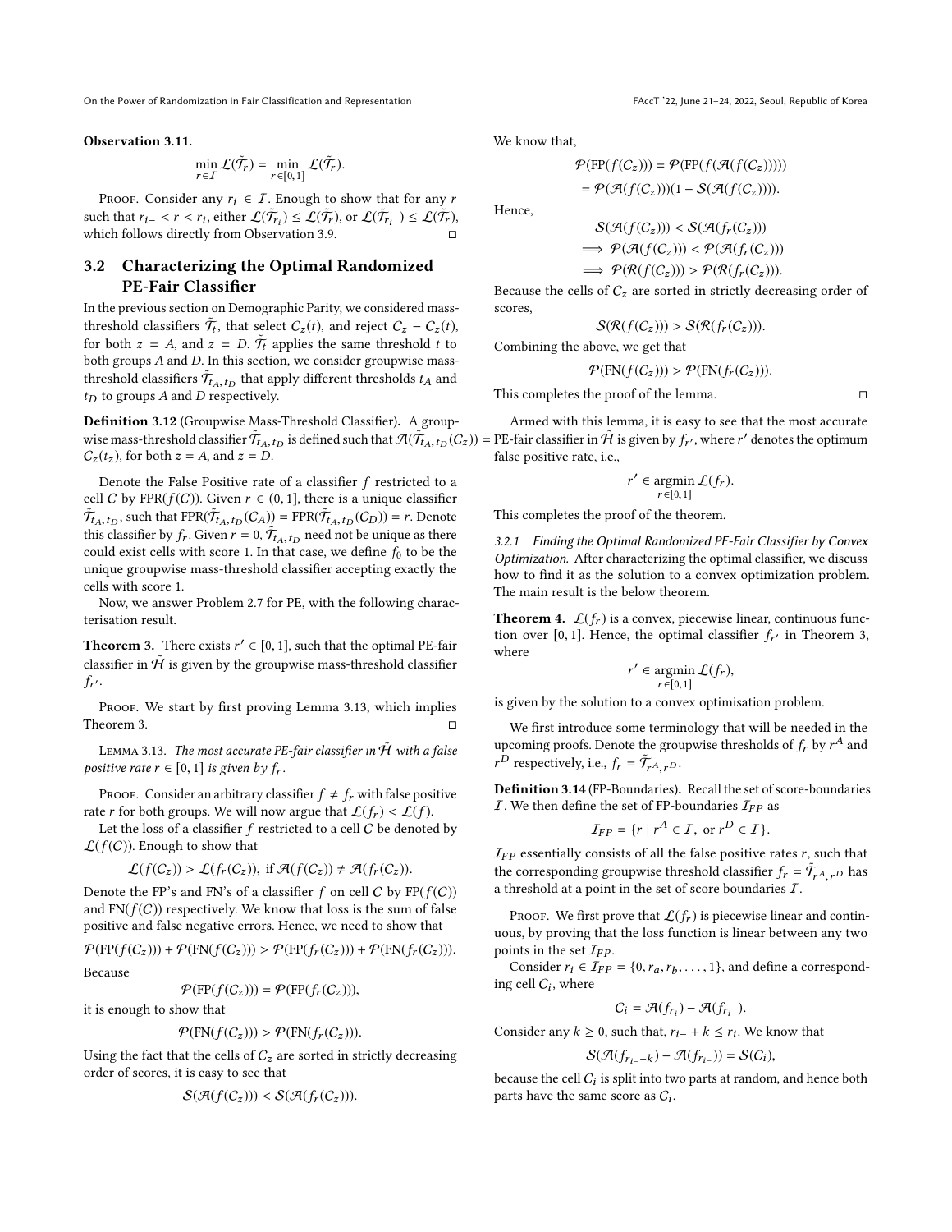**Observation 3.11.**

$$\min_{r \in \mathcal{I}} \mathcal{L}(\tilde{\mathcal{T}}_r) = \min_{r \in [0,1]} \mathcal{L}(\tilde{\mathcal{T}}_r).$$

Proof. Consider any $r_i \in \mathcal{I}$. Enough to show that for any $r$ such that $r_{i-} < r < r_i$, either $\mathcal{L}(\tilde{\mathcal{T}}_{r_i}) \leq \mathcal{L}(\tilde{\mathcal{T}}_r)$, or $\mathcal{L}(\tilde{\mathcal{T}}_{r_{i-}}) \leq \mathcal{L}(\tilde{\mathcal{T}}_r)$, which follows directly from Observation 3.9. □

## 3.2 Characterizing the Optimal Randomized PE-Fair Classifier

In the previous section on Demographic Parity, we considered mass-threshold classifiers $\tilde{\mathcal{T}}_t$, that select $C_z(t)$, and reject $C_z - C_z(t)$, for both $z = A$, and $z = D$. $\tilde{\mathcal{T}}_t$ applies the same threshold $t$ to both groups $A$ and $D$. In this section, we consider groupwise mass-threshold classifiers $\tilde{\mathcal{T}}_{t_A, t_D}$ that apply different thresholds $t_A$ and $t_D$ to groups $A$ and $D$ respectively.

**Definition 3.12** (Groupwise Mass-Threshold Classifier). A groupwise mass-threshold classifier $\tilde{\mathcal{T}}_{t_A, t_D}$ is defined such that $\mathcal{A}(\tilde{\mathcal{T}}_{t_A, t_D}(C_z)) = C_z(t_z)$, for both $z = A$, and $z = D$.

Denote the False Positive rate of a classifier $f$ restricted to a cell $C$ by $\text{FPR}(f(C))$. Given $r \in (0, 1]$, there is a unique classifier $\tilde{\mathcal{T}}_{t_A, t_D}$, such that $\text{FPR}(\tilde{\mathcal{T}}_{t_A, t_D}(C_A)) = \text{FPR}(\tilde{\mathcal{T}}_{t_A, t_D}(C_D)) = r$. Denote this classifier by $f_r$. Given $r = 0$, $\tilde{\mathcal{T}}_{t_A, t_D}$ need not be unique as there could exist cells with score 1. In that case, we define $f_0$ to be the unique groupwise mass-threshold classifier accepting exactly the cells with score 1.

Now, we answer Problem 2.7 for PE, with the following characterisation result.

**Theorem 3.** *There exists $r' \in [0, 1]$, such that the optimal PE-fair classifier in $\tilde{\mathcal{H}}$ is given by the groupwise mass-threshold classifier $f_{r'}$.*

Proof. We start by first proving Lemma 3.13, which implies Theorem 3. □

Lemma 3.13. *The most accurate PE-fair classifier in $\tilde{\mathcal{H}}$ with a false positive rate $r \in [0, 1]$ is given by $f_r$.*

Proof. Consider an arbitrary classifier $f \neq f_r$ with false positive rate $r$ for both groups. We will now argue that $\mathcal{L}(f_r) < \mathcal{L}(f)$.

Let the loss of a classifier $f$ restricted to a cell $C$ be denoted by $\mathcal{L}(f(C))$. Enough to show that

$$\mathcal{L}(f(C_z)) > \mathcal{L}(f_r(C_z)), \text{ if } \mathcal{A}(f(C_z)) \neq \mathcal{A}(f_r(C_z)).$$

Denote the FP's and FN's of a classifier $f$ on cell $C$ by $\text{FP}(f(C))$ and $\text{FN}(f(C))$ respectively. We know that loss is the sum of false positive and false negative errors. Hence, we need to show that

$$\mathcal{P}(\text{FP}(f(C_z))) + \mathcal{P}(\text{FN}(f(C_z))) > \mathcal{P}(\text{FP}(f_r(C_z))) + \mathcal{P}(\text{FN}(f_r(C_z))).$$

Because

$$\mathcal{P}(\text{FP}(f(C_z))) = \mathcal{P}(\text{FP}(f_r(C_z))),$$

it is enough to show that

$$\mathcal{P}(\text{FN}(f(C_z))) > \mathcal{P}(\text{FN}(f_r(C_z))).$$

Using the fact that the cells of $C_z$ are sorted in strictly decreasing order of scores, it is easy to see that

$$\mathcal{S}(\mathcal{A}(f(C_z))) < \mathcal{S}(\mathcal{A}(f_r(C_z))).$$

We know that,

$$\begin{aligned}
\mathcal{P}(\text{FP}(f(C_z))) &= \mathcal{P}(\text{FP}(f(\mathcal{A}(f(C_z))))) \\
&= \mathcal{P}(\mathcal{A}(f(C_z)))(1 - \mathcal{S}(\mathcal{A}(f(C_z)))).
\end{aligned}$$

Hence,

$$\begin{aligned}
&\mathcal{S}(\mathcal{A}(f(C_z))) < \mathcal{S}(\mathcal{A}(f_r(C_z))) \\
\implies &\mathcal{P}(\mathcal{A}(f(C_z))) < \mathcal{P}(\mathcal{A}(f_r(C_z))) \\
\implies &\mathcal{P}(\mathcal{R}(f(C_z))) > \mathcal{P}(\mathcal{R}(f_r(C_z))).
\end{aligned}$$

Because the cells of $C_z$ are sorted in strictly decreasing order of scores,

$$\mathcal{S}(\mathcal{R}(f(C_z))) > \mathcal{S}(\mathcal{R}(f_r(C_z))).$$

Combining the above, we get that

$$\mathcal{P}(\text{FN}(f(C_z))) > \mathcal{P}(\text{FN}(f_r(C_z))).$$

This completes the proof of the lemma. □

Armed with this lemma, it is easy to see that the most accurate PE-fair classifier in $\tilde{\mathcal{H}}$ is given by $f_{r'}$, where $r'$ denotes the optimum false positive rate, i.e.,

$$r' \in \operatorname*{argmin}_{r \in [0,1]} \mathcal{L}(f_r).$$

This completes the proof of the theorem.

#### 3.2.1 Finding the Optimal Randomized PE-Fair Classifier by Convex Optimization.

After characterizing the optimal classifier, we discuss how to find it as the solution to a convex optimization problem. The main result is the below theorem.

**Theorem 4.** *$\mathcal{L}(f_r)$ is a convex, piecewise linear, continuous function over $[0, 1]$. Hence, the optimal classifier $f_{r'}$ in Theorem 3, where*

$$r' \in \operatorname*{argmin}_{r \in [0,1]} \mathcal{L}(f_r),$$

*is given by the solution to a convex optimisation problem.*

We first introduce some terminology that will be needed in the upcoming proofs. Denote the groupwise thresholds of $f_r$ by $r^A$ and $r^D$ respectively, i.e., $f_r = \tilde{\mathcal{T}}_{r^A, r^D}$.

**Definition 3.14** (FP-Boundaries). Recall the set of score-boundaries $\mathcal{I}$. We then define the set of FP-boundaries $\mathcal{I}_{FP}$ as

$$\mathcal{I}_{FP} = \{r \mid r^A \in \mathcal{I}, \text{ or } r^D \in \mathcal{I}\}.$$

$\mathcal{I}_{FP}$ essentially consists of all the false positive rates $r$, such that the corresponding groupwise threshold classifier $f_r = \tilde{\mathcal{T}}_{r^A, r^D}$ has a threshold at a point in the set of score boundaries $\mathcal{I}$.

Proof. We first prove that $\mathcal{L}(f_r)$ is piecewise linear and continuous, by proving that the loss function is linear between any two points in the set $\mathcal{I}_{FP}$.

Consider $r_i \in \mathcal{I}_{FP} = \{0, r_a, r_b, \ldots, 1\}$, and define a corresponding cell $C_i$, where

$$C_i = \mathcal{A}(f_{r_i}) - \mathcal{A}(f_{r_{i-}}).$$

Consider any $k \geq 0$, such that, $r_{i-} + k \leq r_i$. We know that

$$\mathcal{S}(\mathcal{A}(f_{r_{i-}+k}) - \mathcal{A}(f_{r_{i-}})) = \mathcal{S}(C_i),$$

because the cell $C_i$ is split into two parts at random, and hence both parts have the same score as $C_i$.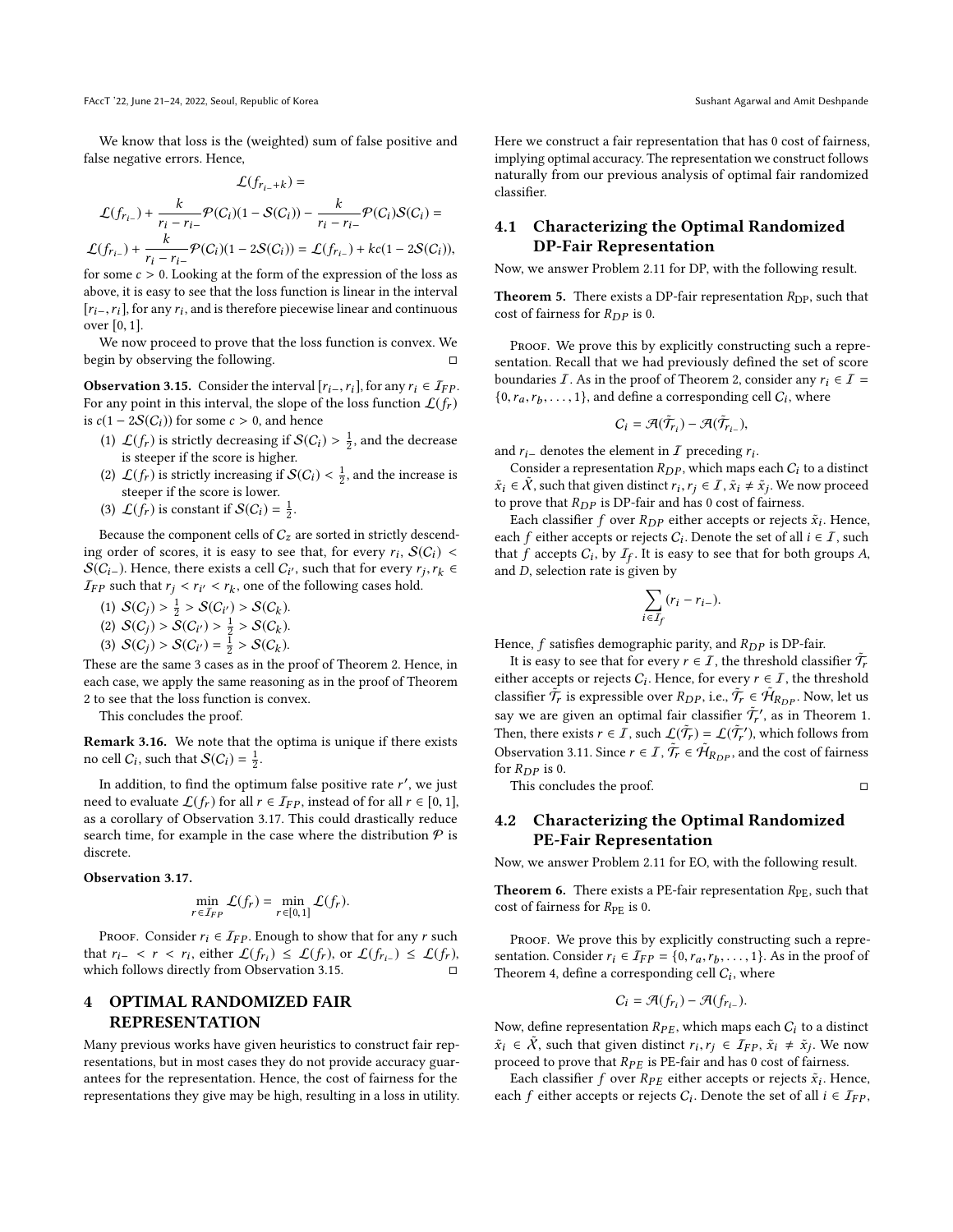We know that loss is the (weighted) sum of false positive and false negative errors. Hence,

$$\mathcal{L}(f_{r_{i-}+k}) =$$

$$\mathcal{L}(f_{r_{i-}}) + \frac{k}{r_i - r_{i-}}\mathcal{P}(C_i)(1 - \mathcal{S}(C_i)) - \frac{k}{r_i - r_{i-}}\mathcal{P}(C_i)\mathcal{S}(C_i) =$$

$$\mathcal{L}(f_{r_{i-}}) + \frac{k}{r_i - r_{i-}}\mathcal{P}(C_i)(1 - 2\mathcal{S}(C_i)) = \mathcal{L}(f_{r_{i-}}) + kc(1 - 2\mathcal{S}(C_i)),$$

for some $c > 0$. Looking at the form of the expression of the loss as above, it is easy to see that the loss function is linear in the interval $[r_{i-}, r_i]$, for any $r_i$, and is therefore piecewise linear and continuous over $[0, 1]$.

We now proceed to prove that the loss function is convex. We begin by observing the following. □

**Observation 3.15.** Consider the interval $[r_{i-}, r_i]$, for any $r_i \in \mathcal{I}_{FP}$. For any point in this interval, the slope of the loss function $\mathcal{L}(f_r)$ is $c(1 - 2\mathcal{S}(C_i))$ for some $c > 0$, and hence

1. $\mathcal{L}(f_r)$ is strictly decreasing if $\mathcal{S}(C_i) > \frac{1}{2}$, and the decrease is steeper if the score is higher.
2. $\mathcal{L}(f_r)$ is strictly increasing if $\mathcal{S}(C_i) < \frac{1}{2}$, and the increase is steeper if the score is lower.
3. $\mathcal{L}(f_r)$ is constant if $\mathcal{S}(C_i) = \frac{1}{2}$.

Because the component cells of $C_z$ are sorted in strictly descending order of scores, it is easy to see that, for every $r_i$, $\mathcal{S}(C_i) < \mathcal{S}(C_{i-})$. Hence, there exists a cell $C_{i'}$, such that for every $r_j, r_k \in \mathcal{I}_{FP}$ such that $r_j < r_{i'} < r_k$, one of the following cases hold.

1. $\mathcal{S}(C_j) > \frac{1}{2} > \mathcal{S}(C_{i'}) > \mathcal{S}(C_k)$.
2. $\mathcal{S}(C_j) > \mathcal{S}(C_{i'}) > \frac{1}{2} > \mathcal{S}(C_k)$.
3. $\mathcal{S}(C_j) > \mathcal{S}(C_{i'}) = \frac{1}{2} > \mathcal{S}(C_k)$.

These are the same 3 cases as in the proof of Theorem 2. Hence, in each case, we apply the same reasoning as in the proof of Theorem 2 to see that the loss function is convex.

This concludes the proof.

**Remark 3.16.** We note that the optima is unique if there exists no cell $C_i$, such that $\mathcal{S}(C_i) = \frac{1}{2}$.

In addition, to find the optimum false positive rate $r'$, we just need to evaluate $\mathcal{L}(f_r)$ for all $r \in \mathcal{I}_{FP}$, instead of for all $r \in [0, 1]$, as a corollary of Observation 3.17. This could drastically reduce search time, for example in the case where the distribution $\mathcal{P}$ is discrete.

**Observation 3.17.**

$$\min_{r \in \mathcal{I}_{FP}} \mathcal{L}(f_r) = \min_{r \in [0,1]} \mathcal{L}(f_r).$$

Proof. Consider $r_i \in \mathcal{I}_{FP}$. Enough to show that for any $r$ such that $r_{i-} < r < r_i$, either $\mathcal{L}(f_{r_i}) \leq \mathcal{L}(f_r)$, or $\mathcal{L}(f_{r_{i-}}) \leq \mathcal{L}(f_r)$, which follows directly from Observation 3.15. □

# 4 OPTIMAL RANDOMIZED FAIR REPRESENTATION

Many previous works have given heuristics to construct fair representations, but in most cases they do not provide accuracy guarantees for the representation. Hence, the cost of fairness for the representations they give may be high, resulting in a loss in utility. Here we construct a fair representation that has 0 cost of fairness, implying optimal accuracy. The representation we construct follows naturally from our previous analysis of optimal fair randomized classifier.

## 4.1 Characterizing the Optimal Randomized DP-Fair Representation

Now, we answer Problem 2.11 for DP, with the following result.

**Theorem 5.** There exists a DP-fair representation $R_{\text{DP}}$, such that cost of fairness for $R_{DP}$ is 0.

Proof. We prove this by explicitly constructing such a representation. Recall that we had previously defined the set of score boundaries $\mathcal{I}$. As in the proof of Theorem 2, consider any $r_i \in \mathcal{I} = \{0, r_a, r_b, \ldots, 1\}$, and define a corresponding cell $C_i$, where

$$C_i = \mathcal{A}(\tilde{\mathcal{T}}_{r_i}) - \mathcal{A}(\tilde{\mathcal{T}}_{r_{i-}}),$$

and $r_{i-}$ denotes the element in $\mathcal{I}$ preceding $r_i$.

Consider a representation $R_{DP}$, which maps each $C_i$ to a distinct $\tilde{x}_i \in \tilde{X}$, such that given distinct $r_i, r_j \in \mathcal{I}$, $\tilde{x}_i \neq \tilde{x}_j$. We now proceed to prove that $R_{DP}$ is DP-fair and has 0 cost of fairness.

Each classifier $f$ over $R_{DP}$ either accepts or rejects $\tilde{x}_i$. Hence, each $f$ either accepts or rejects $C_i$. Denote the set of all $i \in \mathcal{I}$, such that $f$ accepts $C_i$, by $\mathcal{I}_f$. It is easy to see that for both groups $A$, and $D$, selection rate is given by

$$\sum_{i \in \mathcal{I}_f} (r_i - r_{i-}).$$

Hence, $f$ satisfies demographic parity, and $R_{DP}$ is DP-fair.

It is easy to see that for every $r \in \mathcal{I}$, the threshold classifier $\tilde{\mathcal{T}}_r$ either accepts or rejects $C_i$. Hence, for every $r \in \mathcal{I}$, the threshold classifier $\tilde{\mathcal{T}}_r$ is expressible over $R_{DP}$, i.e., $\tilde{\mathcal{T}}_r \in \tilde{\mathcal{H}}_{R_{DP}}$. Now, let us say we are given an optimal fair classifier $\tilde{\mathcal{T}}_r{}'$, as in Theorem 1. Then, there exists $r \in \mathcal{I}$, such $\mathcal{L}(\tilde{\mathcal{T}}_r) = \mathcal{L}(\tilde{\mathcal{T}}_r{}')$, which follows from Observation 3.11. Since $r \in \mathcal{I}$, $\tilde{\mathcal{T}}_r \in \tilde{\mathcal{H}}_{R_{DP}}$, and the cost of fairness for $R_{DP}$ is 0.

This concludes the proof. □

## 4.2 Characterizing the Optimal Randomized PE-Fair Representation

Now, we answer Problem 2.11 for EO, with the following result.

**Theorem 6.** There exists a PE-fair representation $R_{\text{PE}}$, such that cost of fairness for $R_{\text{PE}}$ is 0.

Proof. We prove this by explicitly constructing such a representation. Consider $r_i \in \mathcal{I}_{FP} = \{0, r_a, r_b, \ldots, 1\}$. As in the proof of Theorem 4, define a corresponding cell $C_i$, where

$$C_i = \mathcal{A}(f_{r_i}) - \mathcal{A}(f_{r_{i-}}).$$

Now, define representation $R_{PE}$, which maps each $C_i$ to a distinct $\tilde{x}_i \in \tilde{X}$, such that given distinct $r_i, r_j \in \mathcal{I}_{FP}$, $\tilde{x}_i \neq \tilde{x}_j$. We now proceed to prove that $R_{PE}$ is PE-fair and has 0 cost of fairness.

Each classifier $f$ over $R_{PE}$ either accepts or rejects $\tilde{x}_i$. Hence, each $f$ either accepts or rejects $C_i$. Denote the set of all $i \in \mathcal{I}_{FP}$,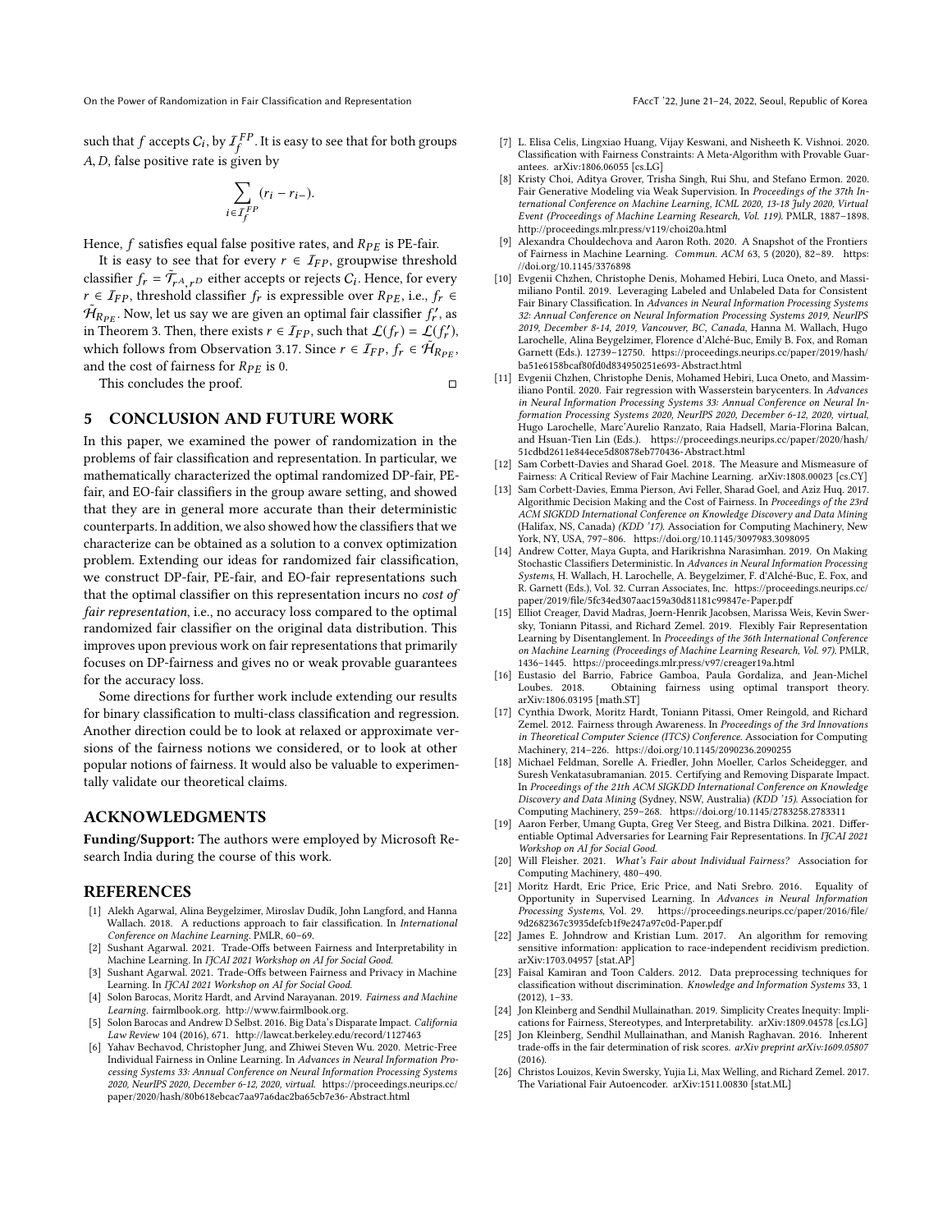such that $f$ accepts $C_i$, by $\mathcal{I}_f^{FP}$. It is easy to see that for both groups $A, D$, false positive rate is given by

$$\sum_{i \in \mathcal{I}_f^{FP}} (r_i - r_{i-}).$$

Hence, $f$ satisfies equal false positive rates, and $R_{PE}$ is PE-fair.

It is easy to see that for every $r \in \mathcal{I}_{FP}$, groupwise threshold classifier $f_r = \tilde{\mathcal{T}}_{r^A, r^D}$ either accepts or rejects $C_i$. Hence, for every $r \in \mathcal{I}_{FP}$, threshold classifier $f_r$ is expressible over $R_{PE}$, i.e., $f_r \in \tilde{\mathcal{H}}_{R_{PE}}$. Now, let us say we are given an optimal fair classifier $f_r'$, as in Theorem 3. Then, there exists $r \in \mathcal{I}_{FP}$, such that $\mathcal{L}(f_r) = \mathcal{L}(f_r')$, which follows from Observation 3.17. Since $r \in \mathcal{I}_{FP}$, $f_r \in \tilde{\mathcal{H}}_{R_{PE}}$, and the cost of fairness for $R_{PE}$ is 0.

This concludes the proof. ◻

## 5 CONCLUSION AND FUTURE WORK

In this paper, we examined the power of randomization in the problems of fair classification and representation. In particular, we mathematically characterized the optimal randomized DP-fair, PE-fair, and EO-fair classifiers in the group aware setting, and showed that they are in general more accurate than their deterministic counterparts. In addition, we also showed how the classifiers that we characterize can be obtained as a solution to a convex optimization problem. Extending our ideas for randomized fair classification, we construct DP-fair, PE-fair, and EO-fair representations such that the optimal classifier on this representation incurs no *cost of fair representation*, i.e., no accuracy loss compared to the optimal randomized fair classifier on the original data distribution. This improves upon previous work on fair representations that primarily focuses on DP-fairness and gives no or weak provable guarantees for the accuracy loss.

Some directions for further work include extending our results for binary classification to multi-class classification and regression. Another direction could be to look at relaxed or approximate versions of the fairness notions we considered, or to look at other popular notions of fairness. It would also be valuable to experimentally validate our theoretical claims.

## ACKNOWLEDGMENTS

**Funding/Support:** The authors were employed by Microsoft Research India during the course of this work.

## REFERENCES

[1] Alekh Agarwal, Alina Beygelzimer, Miroslav Dudík, John Langford, and Hanna Wallach. 2018. A reductions approach to fair classification. In *International Conference on Machine Learning*. PMLR, 60–69.

[2] Sushant Agarwal. 2021. Trade-Offs between Fairness and Interpretability in Machine Learning. In *IJCAI 2021 Workshop on AI for Social Good*.

[3] Sushant Agarwal. 2021. Trade-Offs between Fairness and Privacy in Machine Learning. In *IJCAI 2021 Workshop on AI for Social Good*.

[4] Solon Barocas, Moritz Hardt, and Arvind Narayanan. 2019. *Fairness and Machine Learning*. fairmlbook.org. http://www.fairmlbook.org.

[5] Solon Barocas and Andrew D Selbst. 2016. Big Data's Disparate Impact. *California Law Review* 104 (2016), 671. http://lawcat.berkeley.edu/record/1127463

[6] Yahav Bechavod, Christopher Jung, and Zhiwei Steven Wu. 2020. Metric-Free Individual Fairness in Online Learning. In *Advances in Neural Information Processing Systems 33: Annual Conference on Neural Information Processing Systems 2020, NeurIPS 2020, December 6-12, 2020, virtual*. https://proceedings.neurips.cc/paper/2020/hash/80b618ebcac7aa97a6dac2ba65cb7e36-Abstract.html

[7] L. Elisa Celis, Lingxiao Huang, Vijay Keswani, and Nisheeth K. Vishnoi. 2020. Classification with Fairness Constraints: A Meta-Algorithm with Provable Guarantees. arXiv:1806.06055 [cs.LG]

[8] Kristy Choi, Aditya Grover, Trisha Singh, Rui Shu, and Stefano Ermon. 2020. Fair Generative Modeling via Weak Supervision. In *Proceedings of the 37th International Conference on Machine Learning, ICML 2020, 13-18 July 2020, Virtual Event (Proceedings of Machine Learning Research, Vol. 119)*. PMLR, 1887–1898. http://proceedings.mlr.press/v119/choi20a.html

[9] Alexandra Chouldechova and Aaron Roth. 2020. A Snapshot of the Frontiers of Fairness in Machine Learning. *Commun. ACM* 63, 5 (2020), 82–89. https://doi.org/10.1145/3376898

[10] Evgenii Chzhen, Christophe Denis, Mohamed Hebiri, Luca Oneto, and Massimiliano Pontil. 2019. Leveraging Labeled and Unlabeled Data for Consistent Fair Binary Classification. In *Advances in Neural Information Processing Systems 32: Annual Conference on Neural Information Processing Systems 2019, NeurIPS 2019, December 8-14, 2019, Vancouver, BC, Canada*, Hanna M. Wallach, Hugo Larochelle, Alina Beygelzimer, Florence d'Alché-Buc, Emily B. Fox, and Roman Garnett (Eds.). 12739–12750. https://proceedings.neurips.cc/paper/2019/hash/ba51e6158bcaf80fd0d834950251e693-Abstract.html

[11] Evgenii Chzhen, Christophe Denis, Mohamed Hebiri, Luca Oneto, and Massimiliano Pontil. 2020. Fair regression with Wasserstein barycenters. In *Advances in Neural Information Processing Systems 33: Annual Conference on Neural Information Processing Systems 2020, NeurIPS 2020, December 6-12, 2020, virtual*, Hugo Larochelle, Marc'Aurelio Ranzato, Raia Hadsell, Maria-Florina Balcan, and Hsuan-Tien Lin (Eds.). https://proceedings.neurips.cc/paper/2020/hash/51cdbd2611e844ece5d80878eb770436-Abstract.html

[12] Sam Corbett-Davies and Sharad Goel. 2018. The Measure and Mismeasure of Fairness: A Critical Review of Fair Machine Learning. arXiv:1808.00023 [cs.CY]

[13] Sam Corbett-Davies, Emma Pierson, Avi Feller, Sharad Goel, and Aziz Huq. 2017. Algorithmic Decision Making and the Cost of Fairness. In *Proceedings of the 23rd ACM SIGKDD International Conference on Knowledge Discovery and Data Mining* (Halifax, NS, Canada) *(KDD '17)*. Association for Computing Machinery, New York, NY, USA, 797–806. https://doi.org/10.1145/3097983.3098095

[14] Andrew Cotter, Maya Gupta, and Harikrishna Narasimhan. 2019. On Making Stochastic Classifiers Deterministic. In *Advances in Neural Information Processing Systems*, H. Wallach, H. Larochelle, A. Beygelzimer, F. d'Alché-Buc, E. Fox, and R. Garnett (Eds.), Vol. 32. Curran Associates, Inc. https://proceedings.neurips.cc/paper/2019/file/5fc34ed307aac159a30d81181c99847e-Paper.pdf

[15] Elliot Creager, David Madras, Joern-Henrik Jacobsen, Marissa Weis, Kevin Swersky, Toniann Pitassi, and Richard Zemel. 2019. Flexibly Fair Representation Learning by Disentanglement. In *Proceedings of the 36th International Conference on Machine Learning (Proceedings of Machine Learning Research, Vol. 97)*. PMLR, 1436–1445. https://proceedings.mlr.press/v97/creager19a.html

[16] Eustasio del Barrio, Fabrice Gamboa, Paula Gordaliza, and Jean-Michel Loubes. 2018. Obtaining fairness using optimal transport theory. arXiv:1806.03195 [math.ST]

[17] Cynthia Dwork, Moritz Hardt, Toniann Pitassi, Omer Reingold, and Richard Zemel. 2012. Fairness through Awareness. In *Proceedings of the 3rd Innovations in Theoretical Computer Science (ITCS) Conference*. Association for Computing Machinery, 214–226. https://doi.org/10.1145/2090236.2090255

[18] Michael Feldman, Sorelle A. Friedler, John Moeller, Carlos Scheidegger, and Suresh Venkatasubramanian. 2015. Certifying and Removing Disparate Impact. In *Proceedings of the 21th ACM SIGKDD International Conference on Knowledge Discovery and Data Mining* (Sydney, NSW, Australia) *(KDD '15)*. Association for Computing Machinery, 259–268. https://doi.org/10.1145/2783258.2783311

[19] Aaron Ferber, Umang Gupta, Greg Ver Steeg, and Bistra Dilkina. 2021. Differentiable Optimal Adversaries for Learning Fair Representations. In *IJCAI 2021 Workshop on AI for Social Good*.

[20] Will Fleisher. 2021. *What's Fair about Individual Fairness?* Association for Computing Machinery, 480–490.

[21] Moritz Hardt, Eric Price, Eric Price, and Nati Srebro. 2016. Equality of Opportunity in Supervised Learning. In *Advances in Neural Information Processing Systems*, Vol. 29. https://proceedings.neurips.cc/paper/2016/file/9d2682367c3935defcb1f9e247a97c0d-Paper.pdf

[22] James E. Johndrow and Kristian Lum. 2017. An algorithm for removing sensitive information: application to race-independent recidivism prediction. arXiv:1703.04957 [stat.AP]

[23] Faisal Kamiran and Toon Calders. 2012. Data preprocessing techniques for classification without discrimination. *Knowledge and Information Systems* 33, 1 (2012), 1–33.

[24] Jon Kleinberg and Sendhil Mullainathan. 2019. Simplicity Creates Inequity: Implications for Fairness, Stereotypes, and Interpretability. arXiv:1809.04578 [cs.LG]

[25] Jon Kleinberg, Sendhil Mullainathan, and Manish Raghavan. 2016. Inherent trade-offs in the fair determination of risk scores. *arXiv preprint arXiv:1609.05807* (2016).

[26] Christos Louizos, Kevin Swersky, Yujia Li, Max Welling, and Richard Zemel. 2017. The Variational Fair Autoencoder. arXiv:1511.00830 [stat.ML]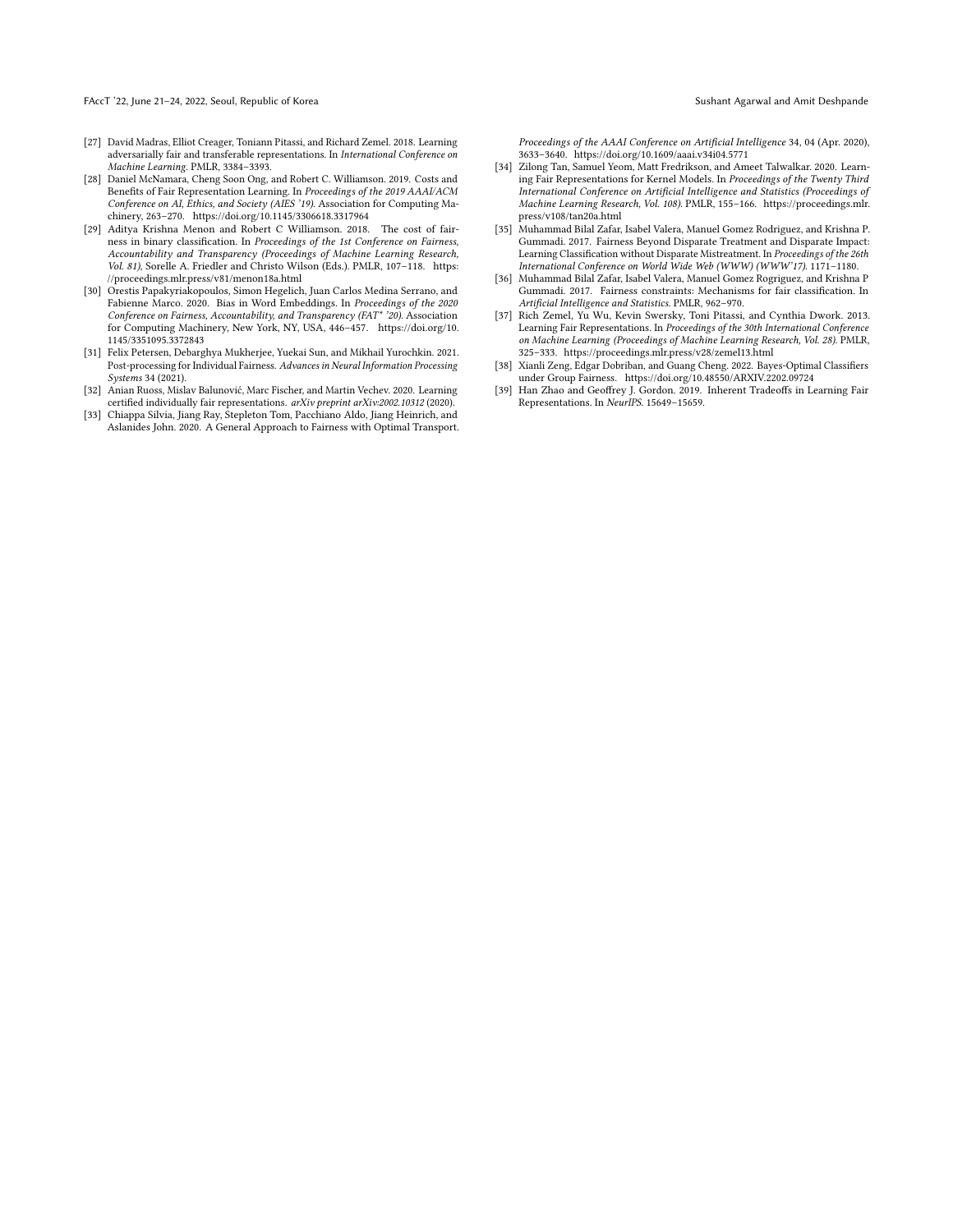[27] David Madras, Elliot Creager, Toniann Pitassi, and Richard Zemel. 2018. Learning adversarially fair and transferable representations. In *International Conference on Machine Learning*. PMLR, 3384–3393.

[28] Daniel McNamara, Cheng Soon Ong, and Robert C. Williamson. 2019. Costs and Benefits of Fair Representation Learning. In *Proceedings of the 2019 AAAI/ACM Conference on AI, Ethics, and Society (AIES '19)*. Association for Computing Machinery, 263–270. https://doi.org/10.1145/3306618.3317964

[29] Aditya Krishna Menon and Robert C Williamson. 2018. The cost of fairness in binary classification. In *Proceedings of the 1st Conference on Fairness, Accountability and Transparency (Proceedings of Machine Learning Research, Vol. 81)*, Sorelle A. Friedler and Christo Wilson (Eds.). PMLR, 107–118. https://proceedings.mlr.press/v81/menon18a.html

[30] Orestis Papakyriakopoulos, Simon Hegelich, Juan Carlos Medina Serrano, and Fabienne Marco. 2020. Bias in Word Embeddings. In *Proceedings of the 2020 Conference on Fairness, Accountability, and Transparency (FAT* '20)*. Association for Computing Machinery, New York, NY, USA, 446–457. https://doi.org/10.1145/3351095.3372843

[31] Felix Petersen, Debarghya Mukherjee, Yuekai Sun, and Mikhail Yurochkin. 2021. Post-processing for Individual Fairness. *Advances in Neural Information Processing Systems* 34 (2021).

[32] Anian Ruoss, Mislav Balunović, Marc Fischer, and Martin Vechev. 2020. Learning certified individually fair representations. *arXiv preprint arXiv:2002.10312* (2020).

[33] Chiappa Silvia, Jiang Ray, Stepleton Tom, Pacchiano Aldo, Jiang Heinrich, and Aslanides John. 2020. A General Approach to Fairness with Optimal Transport. *Proceedings of the AAAI Conference on Artificial Intelligence* 34, 04 (Apr. 2020), 3633–3640. https://doi.org/10.1609/aaai.v34i04.5771

[34] Zilong Tan, Samuel Yeom, Matt Fredrikson, and Ameet Talwalkar. 2020. Learning Fair Representations for Kernel Models. In *Proceedings of the Twenty Third International Conference on Artificial Intelligence and Statistics (Proceedings of Machine Learning Research, Vol. 108)*. PMLR, 155–166. https://proceedings.mlr.press/v108/tan20a.html

[35] Muhammad Bilal Zafar, Isabel Valera, Manuel Gomez Rodriguez, and Krishna P. Gummadi. 2017. Fairness Beyond Disparate Treatment and Disparate Impact: Learning Classification without Disparate Mistreatment. In *Proceedings of the 26th International Conference on World Wide Web (WWW) (WWW'17)*. 1171–1180.

[36] Muhammad Bilal Zafar, Isabel Valera, Manuel Gomez Rogriguez, and Krishna P Gummadi. 2017. Fairness constraints: Mechanisms for fair classification. In *Artificial Intelligence and Statistics*. PMLR, 962–970.

[37] Rich Zemel, Yu Wu, Kevin Swersky, Toni Pitassi, and Cynthia Dwork. 2013. Learning Fair Representations. In *Proceedings of the 30th International Conference on Machine Learning (Proceedings of Machine Learning Research, Vol. 28)*. PMLR, 325–333. https://proceedings.mlr.press/v28/zemel13.html

[38] Xianli Zeng, Edgar Dobriban, and Guang Cheng. 2022. Bayes-Optimal Classifiers under Group Fairness. https://doi.org/10.48550/ARXIV.2202.09724

[39] Han Zhao and Geoffrey J. Gordon. 2019. Inherent Tradeoffs in Learning Fair Representations. In *NeurIPS*. 15649–15659.